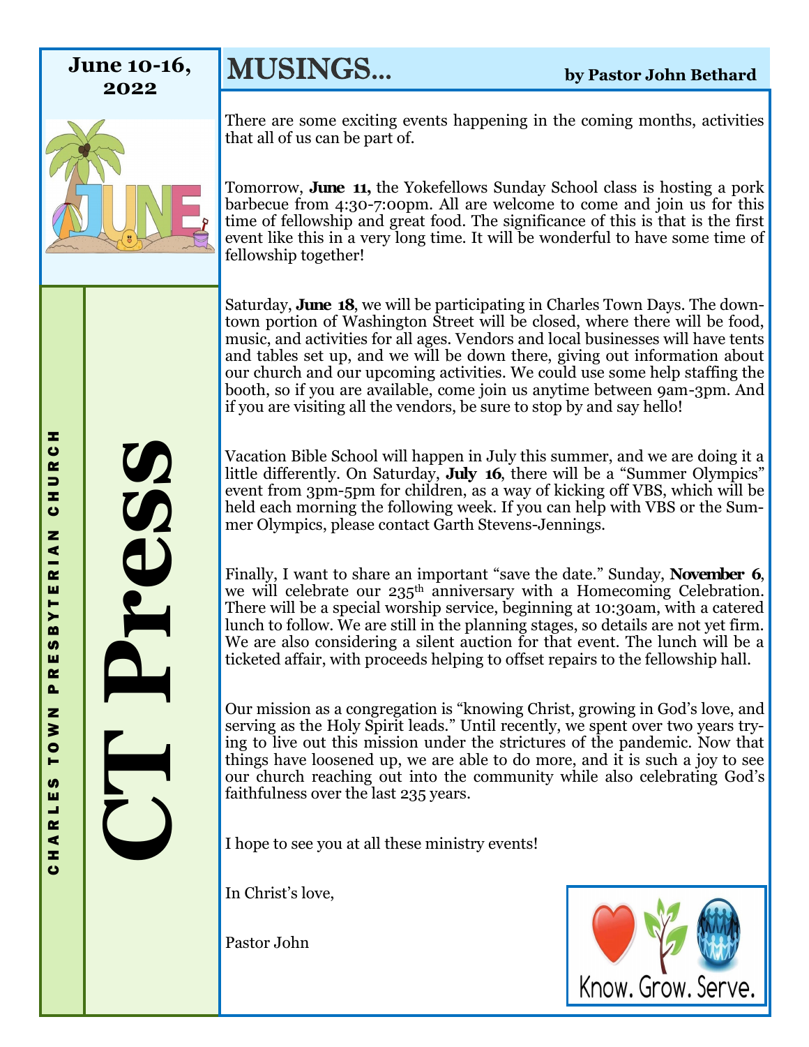**June 10-16, 2022**

# CT Press

CHARLES TOWN PRESBYTERIAN CHURCH

## MUSINGS...

**by Pastor John Bethard**

There are some exciting events happening in the coming months, activities that all of us can be part of.

Tomorrow, **June 11,** the Yokefellows Sunday School class is hosting a pork barbecue from 4:30-7:00pm. All are welcome to come and join us for this time of fellowship and great food. The significance of this is that is the first event like this in a very long time. It will be wonderful to have some time of fellowship together!

Saturday, **June 18**, we will be participating in Charles Town Days. The downtown portion of Washington Street will be closed, where there will be food, music, and activities for all ages. Vendors and local businesses will have tents and tables set up, and we will be down there, giving out information about our church and our upcoming activities. We could use some help staffing the booth, so if you are available, come join us anytime between 9am-3pm. And if you are visiting all the vendors, be sure to stop by and say hello!

Vacation Bible School will happen in July this summer, and we are doing it a little differently. On Saturday, **July 16**, there will be a "Summer Olympics" event from 3pm-5pm for children, as a way of kicking off VBS, which will be held each morning the following week. If you can help with VBS or the Summer Olympics, please contact Garth Stevens-Jennings.

Finally, I want to share an important "save the date." Sunday, **November 6**, we will celebrate our 235th anniversary with a Homecoming Celebration. There will be a special worship service, beginning at 10:30am, with a catered lunch to follow. We are still in the planning stages, so details are not yet firm. We are also considering a silent auction for that event. The lunch will be a ticketed affair, with proceeds helping to offset repairs to the fellowship hall.

Our mission as a congregation is "knowing Christ, growing in God's love, and serving as the Holy Spirit leads." Until recently, we spent over two years trying to live out this mission under the strictures of the pandemic. Now that things have loosened up, we are able to do more, and it is such a joy to see our church reaching out into the community while also celebrating God's faithfulness over the last 235 years.

I hope to see you at all these ministry events!

In Christ's love,

Pastor John

Know. Grow. Serve.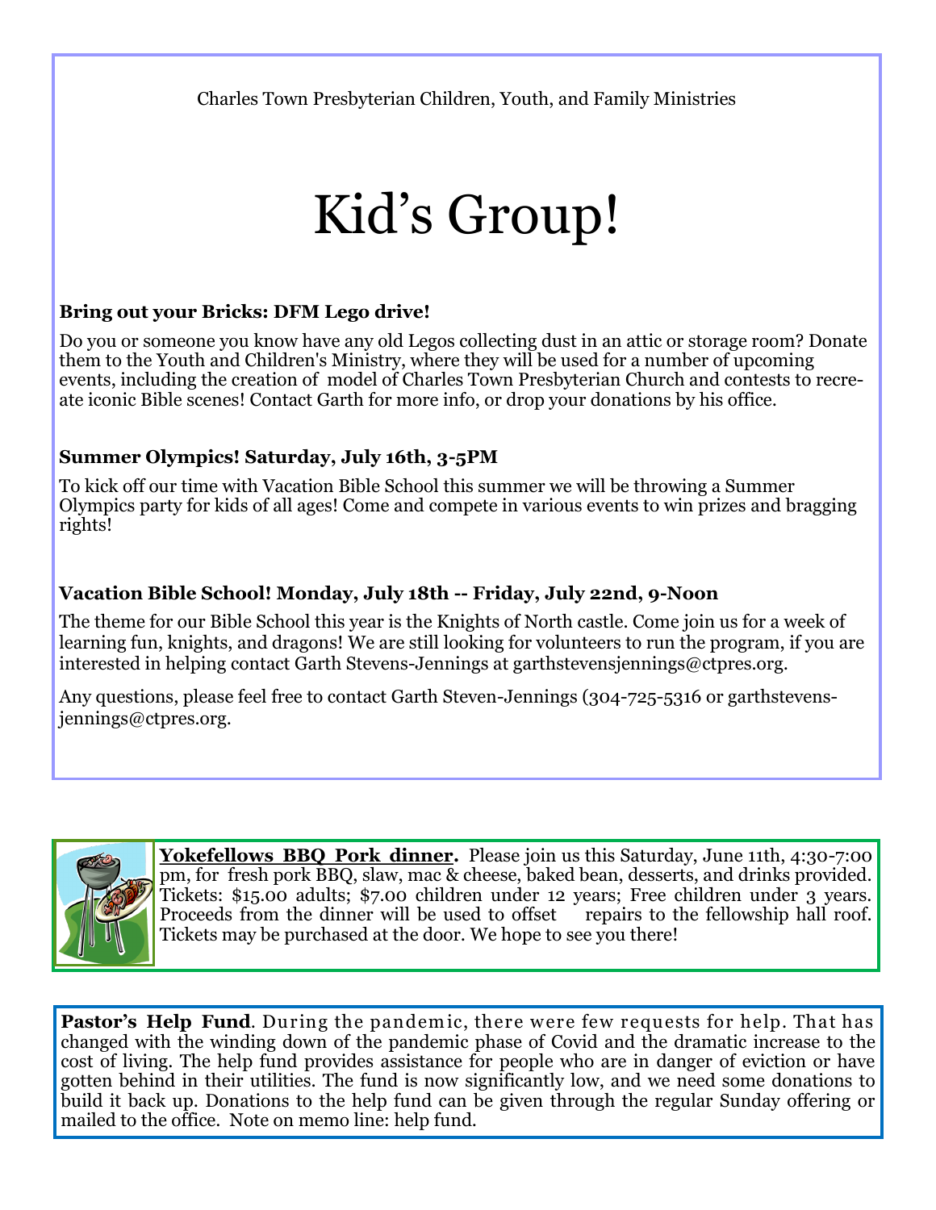Charles Town Presbyterian Children, Youth, and Family Ministries

# Kid's Group!

**Bring out your Bricks: DFM Lego drive!**

Do you or someone you know have any old Legos collecting dust in an attic or storage room? Donate them to the Youth and Children's Ministry, where they will be used for a number of upcoming events, including the creation of model of Charles Town Presbyterian Church and contests to recreate iconic Bible scenes! Contact Garth for more info, or drop your donations by his office.

**Summer Olympics! Saturday, July 16th, 3-5PM**

To kick off our time with Vacation Bible School this summer we will be throwing a Summer Olympics party for kids of all ages! Come and compete in various events to win prizes and bragging rights!

**Vacation Bible School! Monday, July 18th -- Friday, July 22nd, 9-Noon**

The theme for our Bible School this year is the Knights of North castle. Come join us for a week of learning fun, knights, and dragons! We are still looking for volunteers to run the program, if you are interested in helping contact Garth Stevens-Jennings at garthstevensjennings@ctpres.org.

Any questions, please feel free to contact Garth Steven-Jennings (304-725-5316 or garthstevens-jennings@ctpres.org.

**Yokefellows BBQ Pork dinner.** Please join us this Saturday, June 11th, 4:30-7:00 pm, for fresh pork BBQ, slaw, mac & cheese, baked bean, desserts, and drinks provided. Tickets: $15.00 adults; $7.00 children under 12 years; Free children under 3 years. Proceeds from the dinner will be used to offset repairs to the fellowship hall roof. Tickets may be purchased at the door. We hope to see you there!

**Pastor's Help Fund**. During the pandemic, there were few requests for help. That has changed with the winding down of the pandemic phase of Covid and the dramatic increase to the cost of living. The help fund provides assistance for people who are in danger of eviction or have gotten behind in their utilities. The fund is now significantly low, and we need some donations to build it back up. Donations to the help fund can be given through the regular Sunday offering or mailed to the office. Note on memo line: help fund.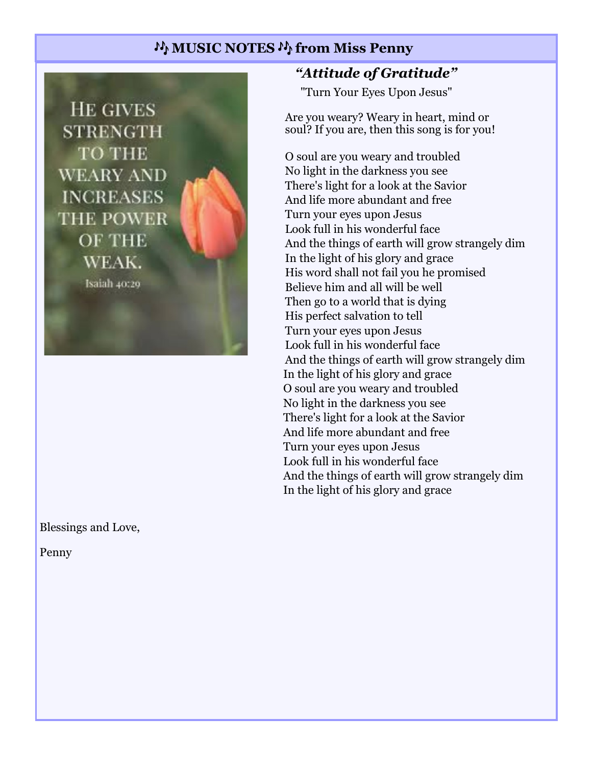## 🎶 MUSIC NOTES 🎶 from Miss Penny

HE GIVES STRENGTH TO THE WEARY AND INCREASES THE POWER OF THE WEAK.

Isaiah 40:29

### *"Attitude of Gratitude"*

"Turn Your Eyes Upon Jesus"

Are you weary? Weary in heart, mind or soul? If you are, then this song is for you!

O soul are you weary and troubled
No light in the darkness you see
There's light for a look at the Savior
And life more abundant and free
Turn your eyes upon Jesus
Look full in his wonderful face
And the things of earth will grow strangely dim
In the light of his glory and grace
His word shall not fail you he promised
Believe him and all will be well
Then go to a world that is dying
His perfect salvation to tell
Turn your eyes upon Jesus
Look full in his wonderful face
And the things of earth will grow strangely dim
In the light of his glory and grace
O soul are you weary and troubled
No light in the darkness you see
There's light for a look at the Savior
And life more abundant and free
Turn your eyes upon Jesus
Look full in his wonderful face
And the things of earth will grow strangely dim
In the light of his glory and grace

Blessings and Love,

Penny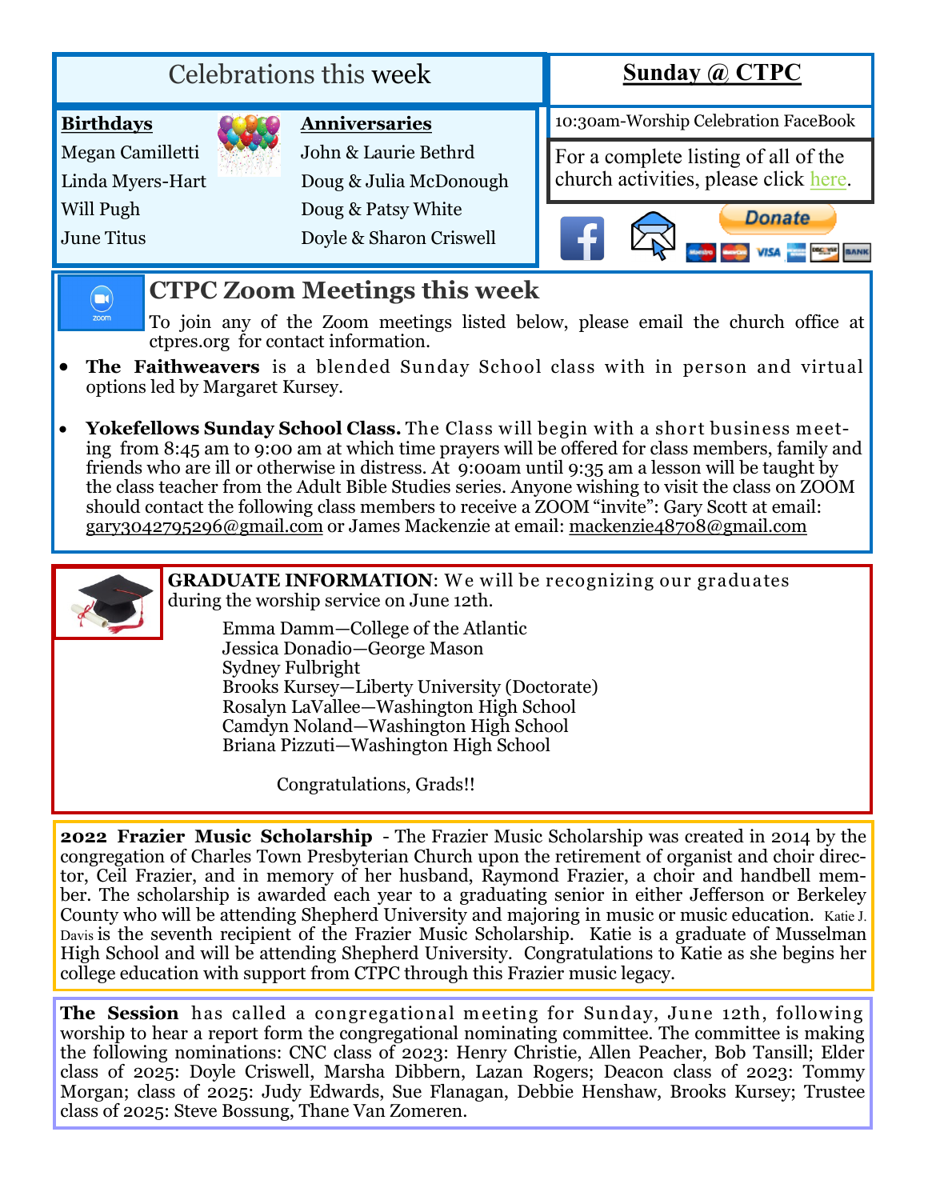## Celebrations this week

| **Birthdays** | **Anniversaries** |
| --- | --- |
| Megan Camilletti | John & Laurie Bethrd |
| Linda Myers-Hart | Doug & Julia McDonough |
| Will Pugh | Doug & Patsy White |
| June Titus | Doyle & Sharon Criswell |

## Sunday @ CTPC

10:30am-Worship Celebration FaceBook

For a complete listing of all of the church activities, please click here.

Donate

## CTPC Zoom Meetings this week

To join any of the Zoom meetings listed below, please email the church office at ctpres.org for contact information.

- **The Faithweavers** is a blended Sunday School class with in person and virtual options led by Margaret Kursey.
- **Yokefellows Sunday School Class.** The Class will begin with a short business meeting from 8:45 am to 9:00 am at which time prayers will be offered for class members, family and friends who are ill or otherwise in distress. At 9:00am until 9:35 am a lesson will be taught by the class teacher from the Adult Bible Studies series. Anyone wishing to visit the class on ZOOM should contact the following class members to receive a ZOOM "invite": Gary Scott at email: gary3042795296@gmail.com or James Mackenzie at email: mackenzie48708@gmail.com

**GRADUATE INFORMATION**: We will be recognizing our graduates during the worship service on June 12th.

Emma Damm—College of the Atlantic
Jessica Donadio—George Mason
Sydney Fulbright
Brooks Kursey—Liberty University (Doctorate)
Rosalyn LaVallee—Washington High School
Camdyn Noland—Washington High School
Briana Pizzuti—Washington High School

Congratulations, Grads!!

**2022 Frazier Music Scholarship** - The Frazier Music Scholarship was created in 2014 by the congregation of Charles Town Presbyterian Church upon the retirement of organist and choir director, Ceil Frazier, and in memory of her husband, Raymond Frazier, a choir and handbell member. The scholarship is awarded each year to a graduating senior in either Jefferson or Berkeley County who will be attending Shepherd University and majoring in music or music education. Katie J. Davis is the seventh recipient of the Frazier Music Scholarship. Katie is a graduate of Musselman High School and will be attending Shepherd University. Congratulations to Katie as she begins her college education with support from CTPC through this Frazier music legacy.

**The Session** has called a congregational meeting for Sunday, June 12th, following worship to hear a report form the congregational nominating committee. The committee is making the following nominations: CNC class of 2023: Henry Christie, Allen Peacher, Bob Tansill; Elder class of 2025: Doyle Criswell, Marsha Dibbern, Lazan Rogers; Deacon class of 2023: Tommy Morgan; class of 2025: Judy Edwards, Sue Flanagan, Debbie Henshaw, Brooks Kursey; Trustee class of 2025: Steve Bossung, Thane Van Zomeren.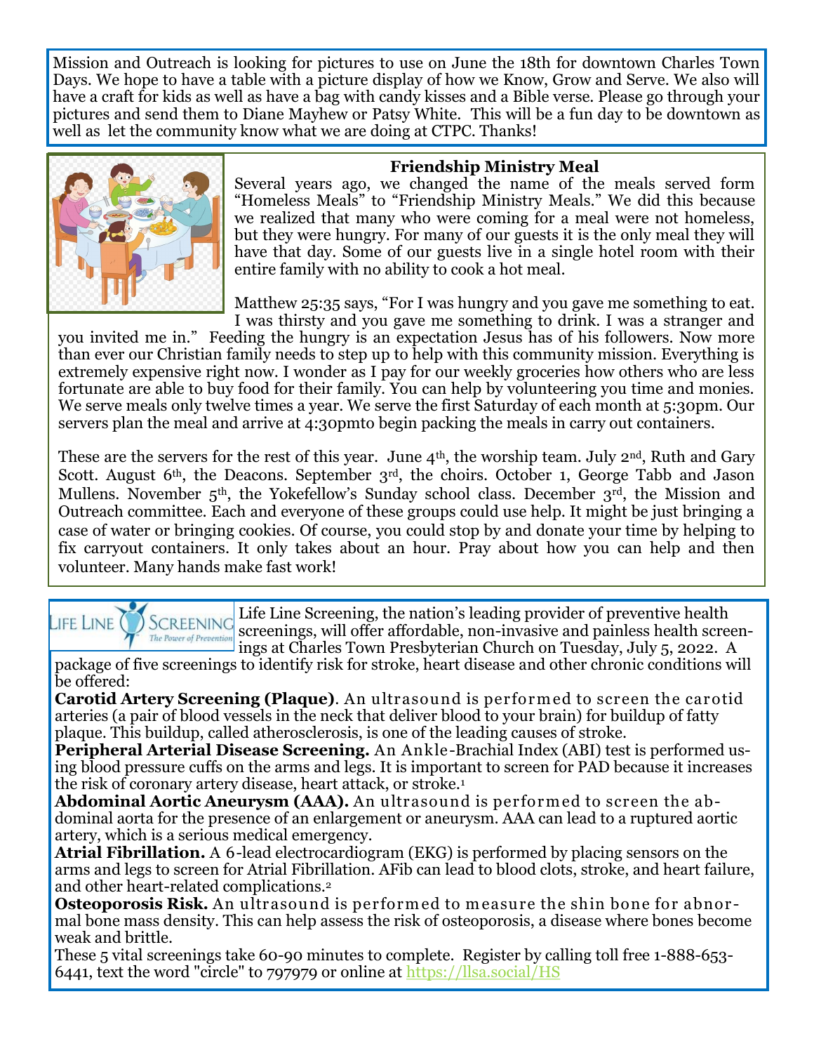Mission and Outreach is looking for pictures to use on June the 18th for downtown Charles Town Days. We hope to have a table with a picture display of how we Know, Grow and Serve. We also will have a craft for kids as well as have a bag with candy kisses and a Bible verse. Please go through your pictures and send them to Diane Mayhew or Patsy White. This will be a fun day to be downtown as well as let the community know what we are doing at CTPC. Thanks!

### Friendship Ministry Meal

Several years ago, we changed the name of the meals served form "Homeless Meals" to "Friendship Ministry Meals." We did this because we realized that many who were coming for a meal were not homeless, but they were hungry. For many of our guests it is the only meal they will have that day. Some of our guests live in a single hotel room with their entire family with no ability to cook a hot meal.

Matthew 25:35 says, "For I was hungry and you gave me something to eat. I was thirsty and you gave me something to drink. I was a stranger and you invited me in." Feeding the hungry is an expectation Jesus has of his followers. Now more than ever our Christian family needs to step up to help with this community mission. Everything is extremely expensive right now. I wonder as I pay for our weekly groceries how others who are less fortunate are able to buy food for their family. You can help by volunteering you time and monies. We serve meals only twelve times a year. We serve the first Saturday of each month at 5:30pm. Our servers plan the meal and arrive at 4:30pmto begin packing the meals in carry out containers.

These are the servers for the rest of this year. June 4th, the worship team. July 2nd, Ruth and Gary Scott. August 6th, the Deacons. September 3rd, the choirs. October 1, George Tabb and Jason Mullens. November 5th, the Yokefellow's Sunday school class. December 3rd, the Mission and Outreach committee. Each and everyone of these groups could use help. It might be just bringing a case of water or bringing cookies. Of course, you could stop by and donate your time by helping to fix carryout containers. It only takes about an hour. Pray about how you can help and then volunteer. Many hands make fast work!

Life Line Screening, the nation's leading provider of preventive health screenings, will offer affordable, non-invasive and painless health screenings at Charles Town Presbyterian Church on Tuesday, July 5, 2022. A package of five screenings to identify risk for stroke, heart disease and other chronic conditions will be offered:

**Carotid Artery Screening (Plaque)**. An ultrasound is performed to screen the carotid arteries (a pair of blood vessels in the neck that deliver blood to your brain) for buildup of fatty plaque. This buildup, called atherosclerosis, is one of the leading causes of stroke.

**Peripheral Arterial Disease Screening.** An Ankle-Brachial Index (ABI) test is performed using blood pressure cuffs on the arms and legs. It is important to screen for PAD because it increases the risk of coronary artery disease, heart attack, or stroke.[1]

**Abdominal Aortic Aneurysm (AAA).** An ultrasound is performed to screen the abdominal aorta for the presence of an enlargement or aneurysm. AAA can lead to a ruptured aortic artery, which is a serious medical emergency.

**Atrial Fibrillation.** A 6-lead electrocardiogram (EKG) is performed by placing sensors on the arms and legs to screen for Atrial Fibrillation. AFib can lead to blood clots, stroke, and heart failure, and other heart-related complications.[2]

**Osteoporosis Risk.** An ultrasound is performed to measure the shin bone for abnormal bone mass density. This can help assess the risk of osteoporosis, a disease where bones become weak and brittle.

These 5 vital screenings take 60-90 minutes to complete. Register by calling toll free 1-888-653-6441, text the word "circle" to 797979 or online at https://llsa.social/HS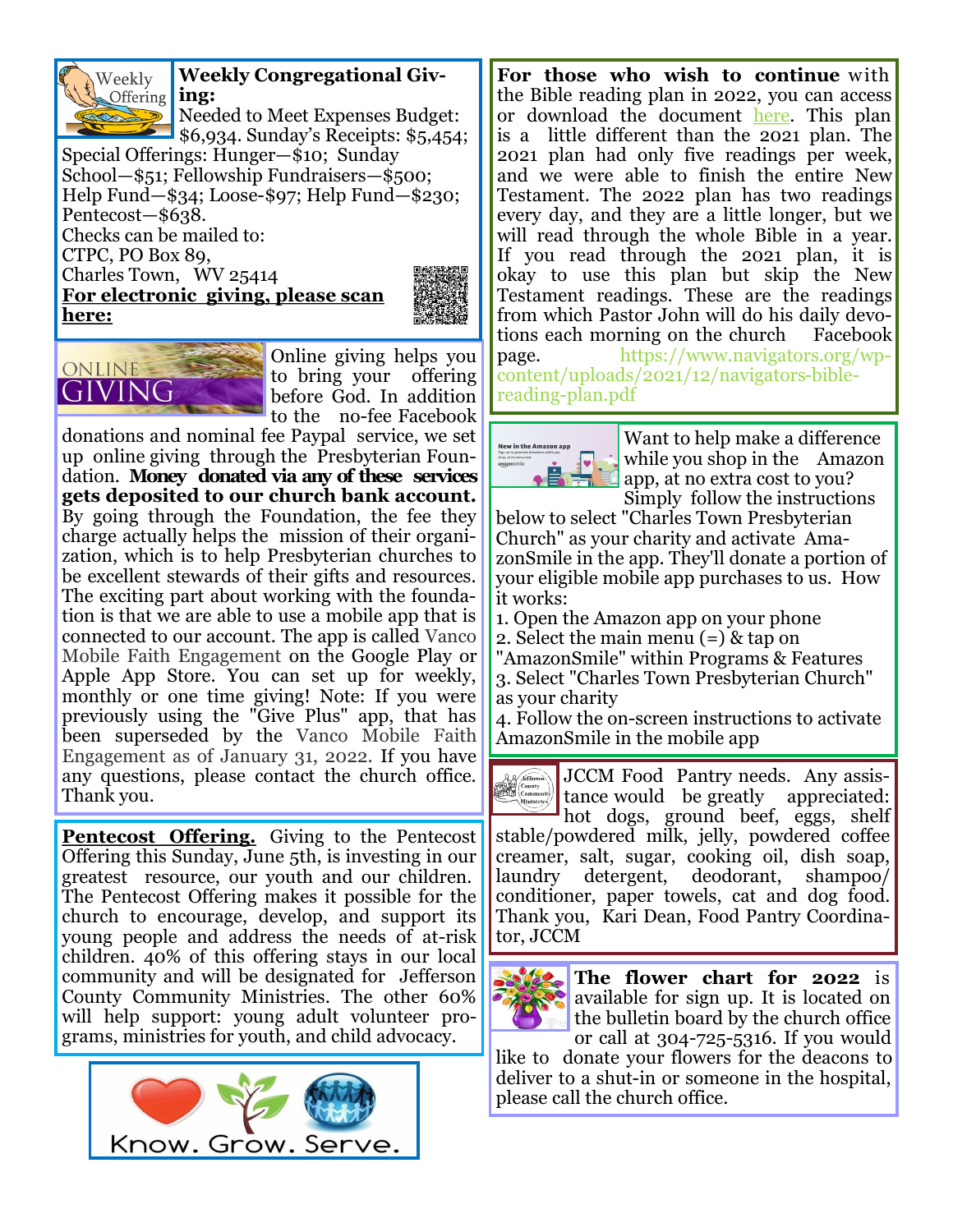**Weekly Congregational Giving:**

Needed to Meet Expenses Budget: $6,934. Sunday's Receipts: $5,454;

Special Offerings: Hunger—$10; Sunday School—$51; Fellowship Fundraisers—$500; Help Fund—$34; Loose-$97; Help Fund—$230; Pentecost—$638.

Checks can be mailed to:
CTPC, PO Box 89,
Charles Town, WV 25414

**For electronic giving, please scan here:**

Online giving helps you to bring your offering before God. In addition to the no-fee Facebook donations and nominal fee Paypal service, we set up online giving through the Presbyterian Foundation. **Money donated via any of these services gets deposited to our church bank account.** By going through the Foundation, the fee they charge actually helps the mission of their organization, which is to help Presbyterian churches to be excellent stewards of their gifts and resources. The exciting part about working with the foundation is that we are able to use a mobile app that is connected to our account. The app is called Vanco Mobile Faith Engagement on the Google Play or Apple App Store. You can set up for weekly, monthly or one time giving! Note: If you were previously using the "Give Plus" app, that has been superseded by the Vanco Mobile Faith Engagement as of January 31, 2022. If you have any questions, please contact the church office. Thank you.

**Pentecost Offering.** Giving to the Pentecost Offering this Sunday, June 5th, is investing in our greatest resource, our youth and our children. The Pentecost Offering makes it possible for the church to encourage, develop, and support its young people and address the needs of at-risk children. 40% of this offering stays in our local community and will be designated for Jefferson County Community Ministries. The other 60% will help support: young adult volunteer programs, ministries for youth, and child advocacy.

Know. Grow. Serve.

**For those who wish to continue** with the Bible reading plan in 2022, you can access or download the document here. This plan is a little different than the 2021 plan. The 2021 plan had only five readings per week, and we were able to finish the entire New Testament. The 2022 plan has two readings every day, and they are a little longer, but we will read through the whole Bible in a year. If you read through the 2021 plan, it is okay to use this plan but skip the New Testament readings. These are the readings from which Pastor John will do his daily devotions each morning on the church Facebook page. https://www.navigators.org/wp-content/uploads/2021/12/navigators-bible-reading-plan.pdf

Want to help make a difference while you shop in the Amazon app, at no extra cost to you? Simply follow the instructions below to select "Charles Town Presbyterian Church" as your charity and activate AmazonSmile in the app. They'll donate a portion of your eligible mobile app purchases to us. How it works:

1. Open the Amazon app on your phone
2. Select the main menu (=) & tap on "AmazonSmile" within Programs & Features
3. Select "Charles Town Presbyterian Church" as your charity
4. Follow the on-screen instructions to activate AmazonSmile in the mobile app

JCCM Food Pantry needs. Any assistance would be greatly appreciated: hot dogs, ground beef, eggs, shelf stable/powdered milk, jelly, powdered coffee creamer, salt, sugar, cooking oil, dish soap, laundry detergent, deodorant, shampoo/conditioner, paper towels, cat and dog food. Thank you, Kari Dean, Food Pantry Coordinator, JCCM

**The flower chart for 2022** is available for sign up. It is located on the bulletin board by the church office or call at 304-725-5316. If you would like to donate your flowers for the deacons to deliver to a shut-in or someone in the hospital, please call the church office.